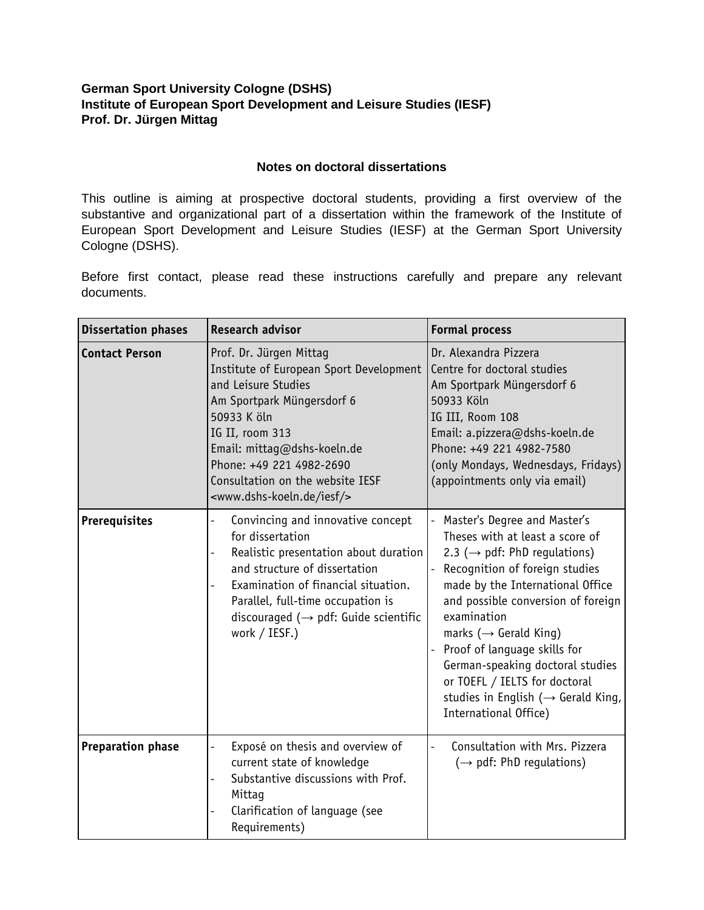**German Sport University Cologne (DSHS)**
**Institute of European Sport Development and Leisure Studies (IESF)**
**Prof. Dr. Jürgen Mittag**

### Notes on doctoral dissertations

This outline is aiming at prospective doctoral students, providing a first overview of the substantive and organizational part of a dissertation within the framework of the Institute of European Sport Development and Leisure Studies (IESF) at the German Sport University Cologne (DSHS).

Before first contact, please read these instructions carefully and prepare any relevant documents.

| Dissertation phases | Research advisor | Formal process |
|---|---|---|
| **Contact Person** | Prof. Dr. Jürgen Mittag<br>Institute of European Sport Development and Leisure Studies<br>Am Sportpark Müngersdorf 6<br>50933 K öln<br>IG II, room 313<br>Email: mittag@dshs-koeln.de<br>Phone: +49 221 4982-2690<br>Consultation on the website IESF<br><www.dshs-koeln.de/iesf/> | Dr. Alexandra Pizzera<br>Centre for doctoral studies<br>Am Sportpark Müngersdorf 6<br>50933 Köln<br>IG III, Room 108<br>Email: a.pizzera@dshs-koeln.de<br>Phone: +49 221 4982-7580<br>(only Mondays, Wednesdays, Fridays)<br>(appointments only via email) |
| **Prerequisites** | - Convincing and innovative concept for dissertation<br>- Realistic presentation about duration and structure of dissertation<br>- Examination of financial situation. Parallel, full-time occupation is discouraged (→ pdf: Guide scientific work / IESF.) | - Master's Degree and Master's Theses with at least a score of 2.3 (→ pdf: PhD regulations)<br>- Recognition of foreign studies made by the International Office and possible conversion of foreign examination marks (→ Gerald King)<br>- Proof of language skills for German-speaking doctoral studies or TOEFL / IELTS for doctoral studies in English (→ Gerald King, International Office) |
| **Preparation phase** | - Exposé on thesis and overview of current state of knowledge<br>- Substantive discussions with Prof. Mittag<br>- Clarification of language (see Requirements) | - Consultation with Mrs. Pizzera (→ pdf: PhD regulations) |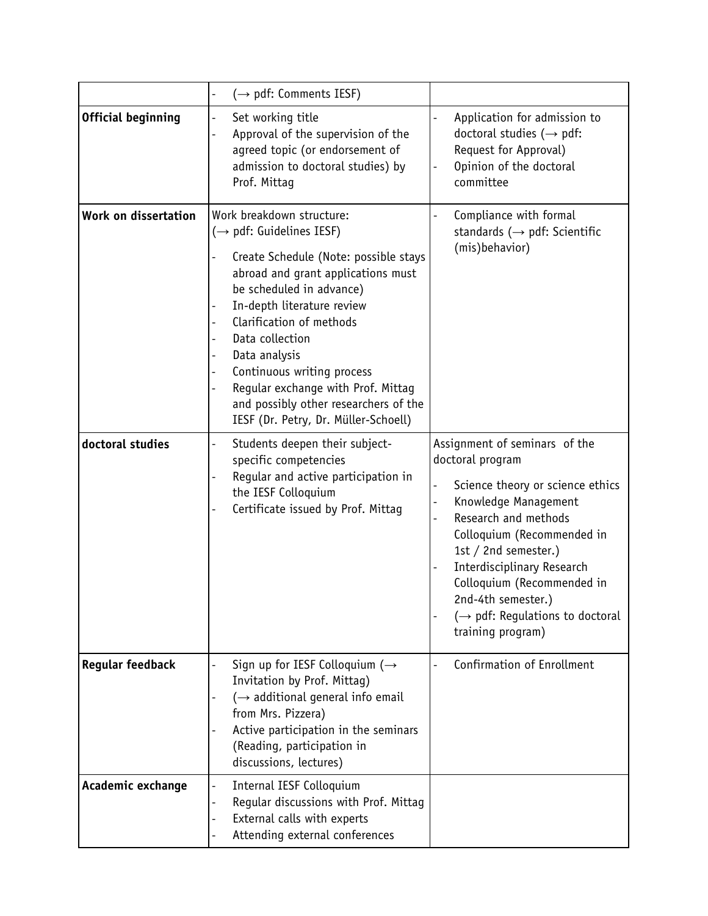| | | |
|---|---|---|
| | - (→ pdf: Comments IESF) | |
| **Official beginning** | - Set working title<br>- Approval of the supervision of the agreed topic (or endorsement of admission to doctoral studies) by Prof. Mittag | - Application for admission to doctoral studies (→ pdf: Request for Approval)<br>- Opinion of the doctoral committee |
| **Work on dissertation** | Work breakdown structure:<br>(→ pdf: Guidelines IESF)<br>- Create Schedule (Note: possible stays abroad and grant applications must be scheduled in advance)<br>- In-depth literature review<br>- Clarification of methods<br>- Data collection<br>- Data analysis<br>- Continuous writing process<br>- Regular exchange with Prof. Mittag and possibly other researchers of the IESF (Dr. Petry, Dr. Müller-Schoell) | - Compliance with formal standards (→ pdf: Scientific (mis)behavior) |
| **doctoral studies** | - Students deepen their subject-specific competencies<br>- Regular and active participation in the IESF Colloquium<br>- Certificate issued by Prof. Mittag | Assignment of seminars of the doctoral program<br>- Science theory or science ethics<br>- Knowledge Management<br>- Research and methods Colloquium (Recommended in 1st / 2nd semester.)<br>- Interdisciplinary Research Colloquium (Recommended in 2nd-4th semester.)<br>- (→ pdf: Regulations to doctoral training program) |
| **Regular feedback** | - Sign up for IESF Colloquium (→ Invitation by Prof. Mittag)<br>- (→ additional general info email from Mrs. Pizzera)<br>- Active participation in the seminars (Reading, participation in discussions, lectures) | - Confirmation of Enrollment |
| **Academic exchange** | - Internal IESF Colloquium<br>- Regular discussions with Prof. Mittag<br>- External calls with experts<br>- Attending external conferences | |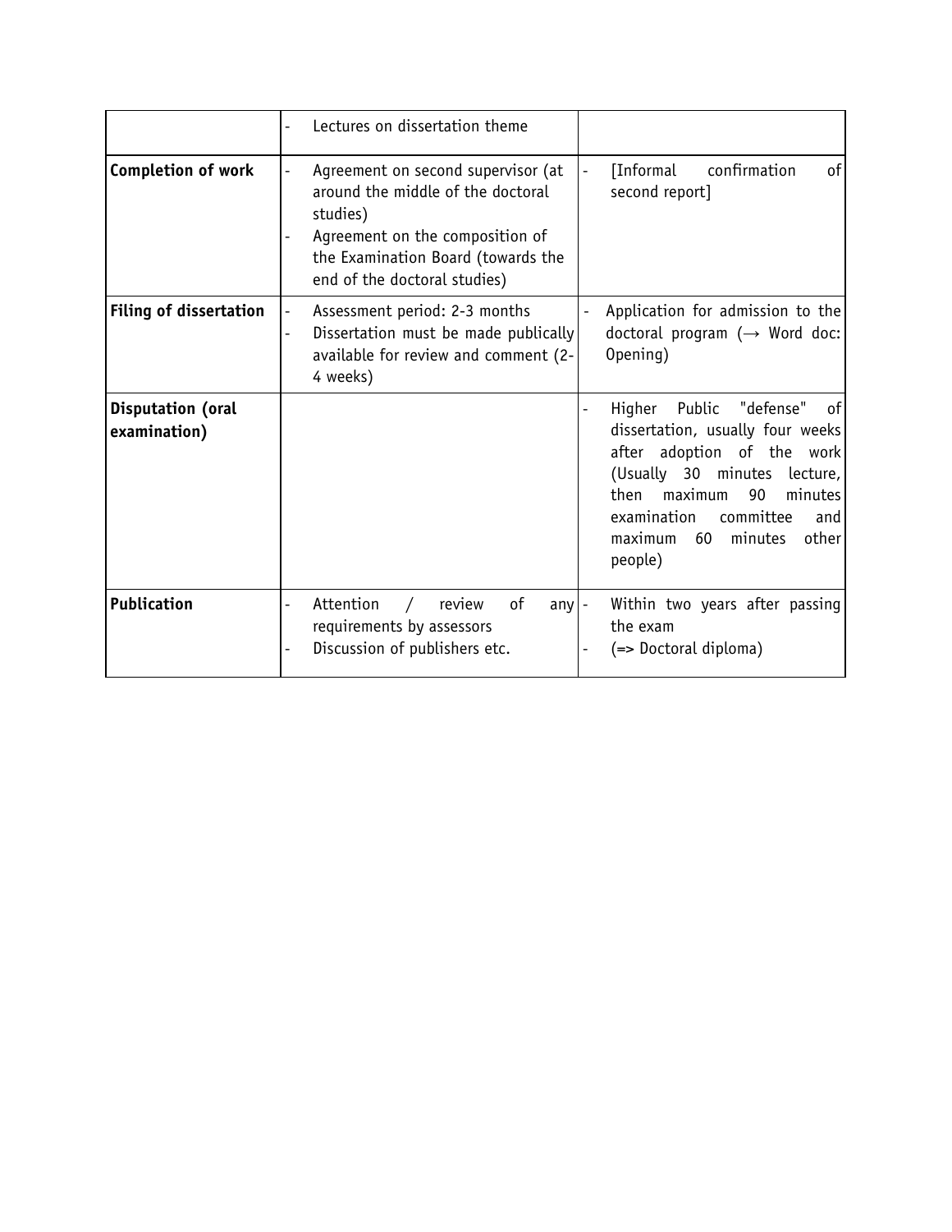| | | |
|---|---|---|
| | - Lectures on dissertation theme | |
| **Completion of work** | - Agreement on second supervisor (at around the middle of the doctoral studies)<br>- Agreement on the composition of the Examination Board (towards the end of the doctoral studies) | - [Informal confirmation of second report] |
| **Filing of dissertation** | - Assessment period: 2-3 months<br>- Dissertation must be made publically available for review and comment (2-4 weeks) | - Application for admission to the doctoral program (→ Word doc: Opening) |
| **Disputation (oral examination)** | | - Higher Public "defense" of dissertation, usually four weeks after adoption of the work (Usually 30 minutes lecture, then maximum 90 minutes examination committee and maximum 60 minutes other people) |
| **Publication** | - Attention / review of any requirements by assessors<br>- Discussion of publishers etc. | - Within two years after passing the exam<br>- (=> Doctoral diploma) |